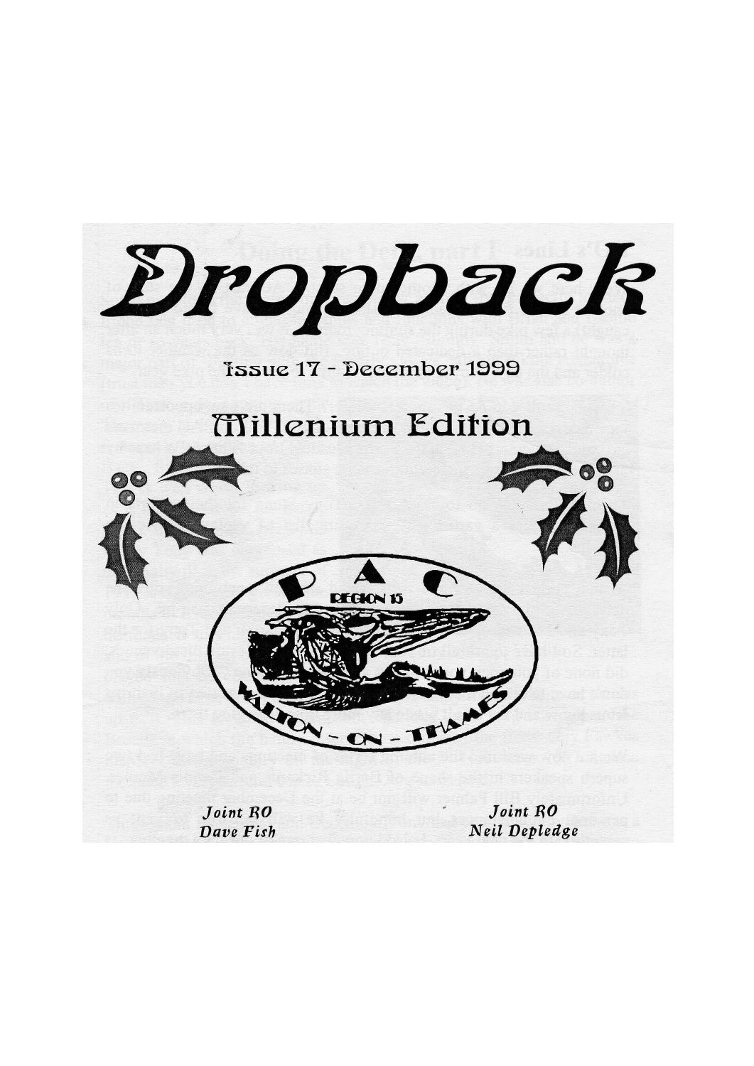# Dropback

## Issue 17 - December 1999

## Millenium Edition

PAC

REGION 15

WALTON - ON - THAMES

*Joint RO*
*Dave Fish*

*Joint RO*
*Neil Depledge*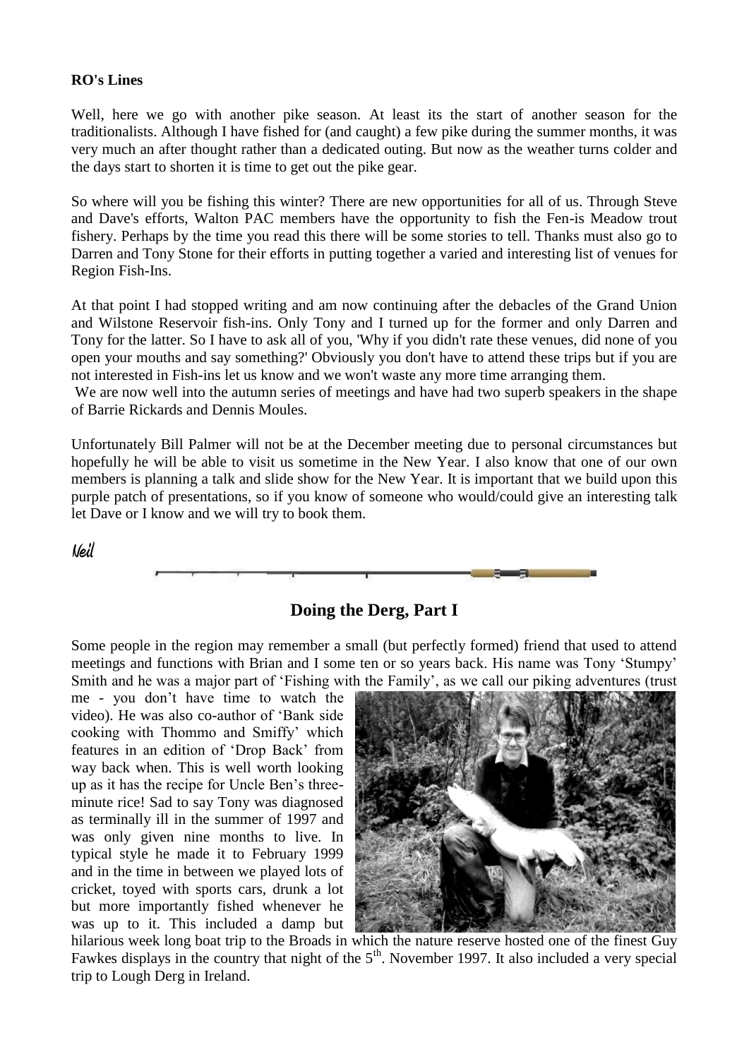**RO's Lines**

Well, here we go with another pike season. At least its the start of another season for the traditionalists. Although I have fished for (and caught) a few pike during the summer months, it was very much an after thought rather than a dedicated outing. But now as the weather turns colder and the days start to shorten it is time to get out the pike gear.

So where will you be fishing this winter? There are new opportunities for all of us. Through Steve and Dave's efforts, Walton PAC members have the opportunity to fish the Fen-is Meadow trout fishery. Perhaps by the time you read this there will be some stories to tell. Thanks must also go to Darren and Tony Stone for their efforts in putting together a varied and interesting list of venues for Region Fish-Ins.

At that point I had stopped writing and am now continuing after the debacles of the Grand Union and Wilstone Reservoir fish-ins. Only Tony and I turned up for the former and only Darren and Tony for the latter. So I have to ask all of you, 'Why if you didn't rate these venues, did none of you open your mouths and say something?' Obviously you don't have to attend these trips but if you are not interested in Fish-ins let us know and we won't waste any more time arranging them.

We are now well into the autumn series of meetings and have had two superb speakers in the shape of Barrie Rickards and Dennis Moules.

Unfortunately Bill Palmer will not be at the December meeting due to personal circumstances but hopefully he will be able to visit us sometime in the New Year. I also know that one of our own members is planning a talk and slide show for the New Year. It is important that we build upon this purple patch of presentations, so if you know of someone who would/could give an interesting talk let Dave or I know and we will try to book them.

*Neil*

## Doing the Derg, Part I

Some people in the region may remember a small (but perfectly formed) friend that used to attend meetings and functions with Brian and I some ten or so years back. His name was Tony 'Stumpy' Smith and he was a major part of 'Fishing with the Family', as we call our piking adventures (trust me - you don't have time to watch the video). He was also co-author of 'Bank side cooking with Thommo and Smiffy' which features in an edition of 'Drop Back' from way back when. This is well worth looking up as it has the recipe for Uncle Ben's three-minute rice! Sad to say Tony was diagnosed as terminally ill in the summer of 1997 and was only given nine months to live. In typical style he made it to February 1999 and in the time in between we played lots of cricket, toyed with sports cars, drunk a lot but more importantly fished whenever he was up to it. This included a damp but hilarious week long boat trip to the Broads in which the nature reserve hosted one of the finest Guy Fawkes displays in the country that night of the 5th. November 1997. It also included a very special trip to Lough Derg in Ireland.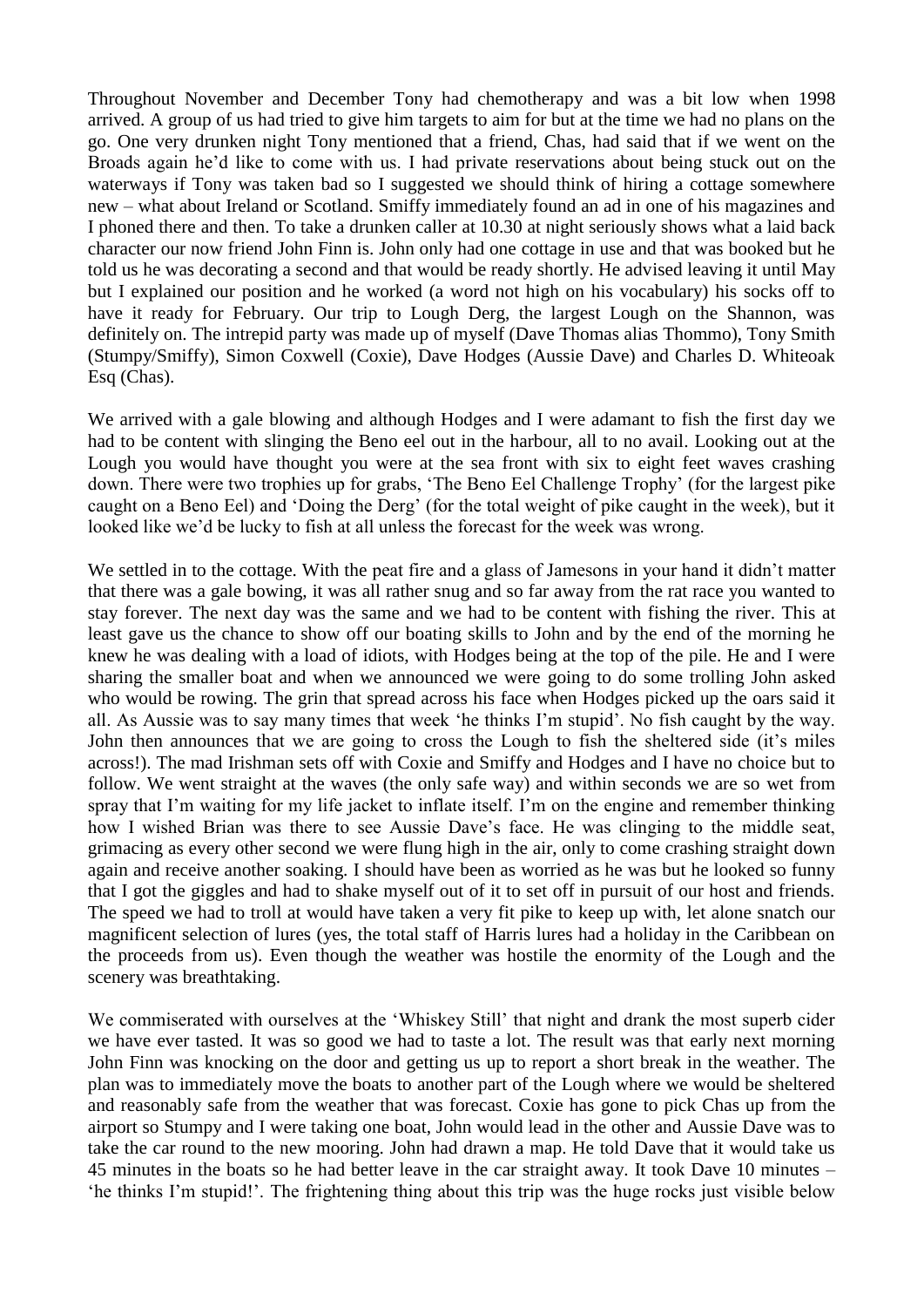Throughout November and December Tony had chemotherapy and was a bit low when 1998 arrived. A group of us had tried to give him targets to aim for but at the time we had no plans on the go. One very drunken night Tony mentioned that a friend, Chas, had said that if we went on the Broads again he'd like to come with us. I had private reservations about being stuck out on the waterways if Tony was taken bad so I suggested we should think of hiring a cottage somewhere new – what about Ireland or Scotland. Smiffy immediately found an ad in one of his magazines and I phoned there and then. To take a drunken caller at 10.30 at night seriously shows what a laid back character our now friend John Finn is. John only had one cottage in use and that was booked but he told us he was decorating a second and that would be ready shortly. He advised leaving it until May but I explained our position and he worked (a word not high on his vocabulary) his socks off to have it ready for February. Our trip to Lough Derg, the largest Lough on the Shannon, was definitely on. The intrepid party was made up of myself (Dave Thomas alias Thommo), Tony Smith (Stumpy/Smiffy), Simon Coxwell (Coxie), Dave Hodges (Aussie Dave) and Charles D. Whiteoak Esq (Chas).

We arrived with a gale blowing and although Hodges and I were adamant to fish the first day we had to be content with slinging the Beno eel out in the harbour, all to no avail. Looking out at the Lough you would have thought you were at the sea front with six to eight feet waves crashing down. There were two trophies up for grabs, 'The Beno Eel Challenge Trophy' (for the largest pike caught on a Beno Eel) and 'Doing the Derg' (for the total weight of pike caught in the week), but it looked like we'd be lucky to fish at all unless the forecast for the week was wrong.

We settled in to the cottage. With the peat fire and a glass of Jamesons in your hand it didn't matter that there was a gale bowing, it was all rather snug and so far away from the rat race you wanted to stay forever. The next day was the same and we had to be content with fishing the river. This at least gave us the chance to show off our boating skills to John and by the end of the morning he knew he was dealing with a load of idiots, with Hodges being at the top of the pile. He and I were sharing the smaller boat and when we announced we were going to do some trolling John asked who would be rowing. The grin that spread across his face when Hodges picked up the oars said it all. As Aussie was to say many times that week 'he thinks I'm stupid'. No fish caught by the way. John then announces that we are going to cross the Lough to fish the sheltered side (it's miles across!). The mad Irishman sets off with Coxie and Smiffy and Hodges and I have no choice but to follow. We went straight at the waves (the only safe way) and within seconds we are so wet from spray that I'm waiting for my life jacket to inflate itself. I'm on the engine and remember thinking how I wished Brian was there to see Aussie Dave's face. He was clinging to the middle seat, grimacing as every other second we were flung high in the air, only to come crashing straight down again and receive another soaking. I should have been as worried as he was but he looked so funny that I got the giggles and had to shake myself out of it to set off in pursuit of our host and friends. The speed we had to troll at would have taken a very fit pike to keep up with, let alone snatch our magnificent selection of lures (yes, the total staff of Harris lures had a holiday in the Caribbean on the proceeds from us). Even though the weather was hostile the enormity of the Lough and the scenery was breathtaking.

We commiserated with ourselves at the 'Whiskey Still' that night and drank the most superb cider we have ever tasted. It was so good we had to taste a lot. The result was that early next morning John Finn was knocking on the door and getting us up to report a short break in the weather. The plan was to immediately move the boats to another part of the Lough where we would be sheltered and reasonably safe from the weather that was forecast. Coxie has gone to pick Chas up from the airport so Stumpy and I were taking one boat, John would lead in the other and Aussie Dave was to take the car round to the new mooring. John had drawn a map. He told Dave that it would take us 45 minutes in the boats so he had better leave in the car straight away. It took Dave 10 minutes – 'he thinks I'm stupid!'. The frightening thing about this trip was the huge rocks just visible below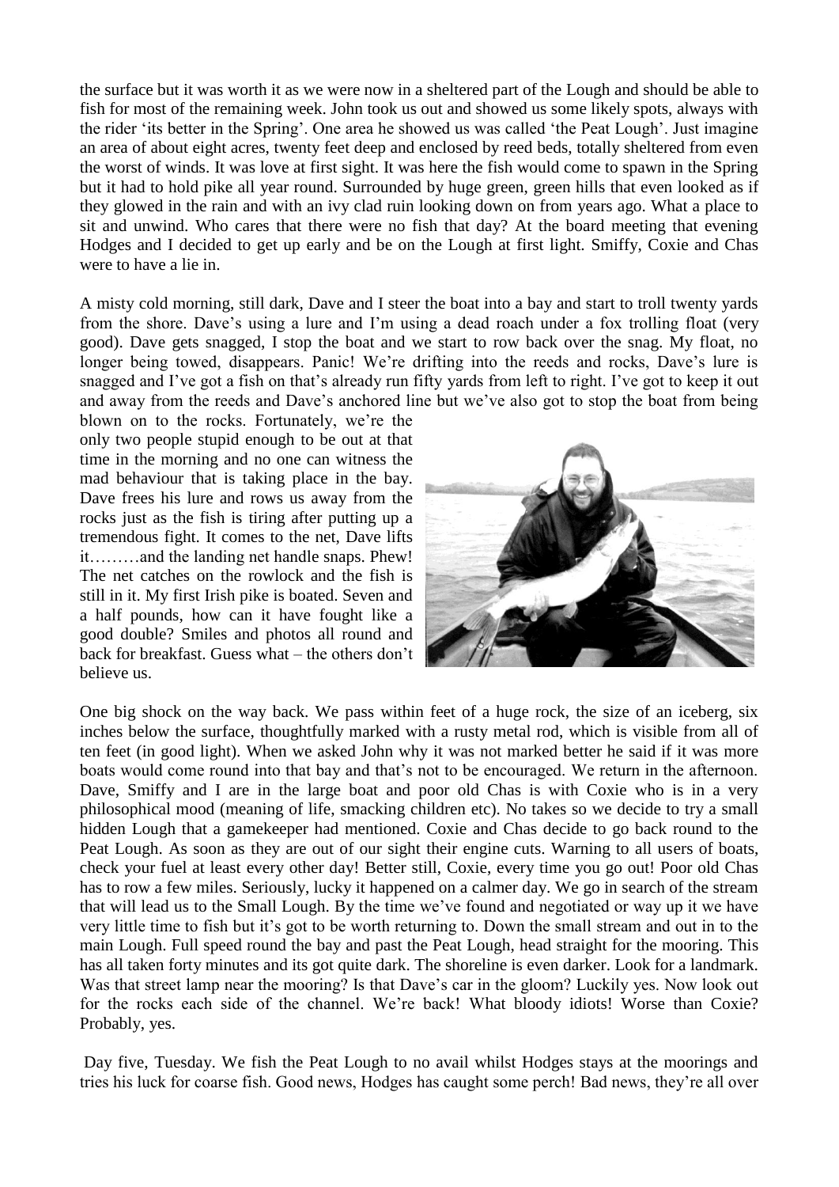the surface but it was worth it as we were now in a sheltered part of the Lough and should be able to fish for most of the remaining week. John took us out and showed us some likely spots, always with the rider 'its better in the Spring'. One area he showed us was called 'the Peat Lough'. Just imagine an area of about eight acres, twenty feet deep and enclosed by reed beds, totally sheltered from even the worst of winds. It was love at first sight. It was here the fish would come to spawn in the Spring but it had to hold pike all year round. Surrounded by huge green, green hills that even looked as if they glowed in the rain and with an ivy clad ruin looking down on from years ago. What a place to sit and unwind. Who cares that there were no fish that day? At the board meeting that evening Hodges and I decided to get up early and be on the Lough at first light. Smiffy, Coxie and Chas were to have a lie in.

A misty cold morning, still dark, Dave and I steer the boat into a bay and start to troll twenty yards from the shore. Dave's using a lure and I'm using a dead roach under a fox trolling float (very good). Dave gets snagged, I stop the boat and we start to row back over the snag. My float, no longer being towed, disappears. Panic! We're drifting into the reeds and rocks, Dave's lure is snagged and I've got a fish on that's already run fifty yards from left to right. I've got to keep it out and away from the reeds and Dave's anchored line but we've also got to stop the boat from being blown on to the rocks. Fortunately, we're the only two people stupid enough to be out at that time in the morning and no one can witness the mad behaviour that is taking place in the bay. Dave frees his lure and rows us away from the rocks just as the fish is tiring after putting up a tremendous fight. It comes to the net, Dave lifts it………and the landing net handle snaps. Phew! The net catches on the rowlock and the fish is still in it. My first Irish pike is boated. Seven and a half pounds, how can it have fought like a good double? Smiles and photos all round and back for breakfast. Guess what – the others don't believe us.

One big shock on the way back. We pass within feet of a huge rock, the size of an iceberg, six inches below the surface, thoughtfully marked with a rusty metal rod, which is visible from all of ten feet (in good light). When we asked John why it was not marked better he said if it was more boats would come round into that bay and that's not to be encouraged. We return in the afternoon. Dave, Smiffy and I are in the large boat and poor old Chas is with Coxie who is in a very philosophical mood (meaning of life, smacking children etc). No takes so we decide to try a small hidden Lough that a gamekeeper had mentioned. Coxie and Chas decide to go back round to the Peat Lough. As soon as they are out of our sight their engine cuts. Warning to all users of boats, check your fuel at least every other day! Better still, Coxie, every time you go out! Poor old Chas has to row a few miles. Seriously, lucky it happened on a calmer day. We go in search of the stream that will lead us to the Small Lough. By the time we've found and negotiated or way up it we have very little time to fish but it's got to be worth returning to. Down the small stream and out in to the main Lough. Full speed round the bay and past the Peat Lough, head straight for the mooring. This has all taken forty minutes and its got quite dark. The shoreline is even darker. Look for a landmark. Was that street lamp near the mooring? Is that Dave's car in the gloom? Luckily yes. Now look out for the rocks each side of the channel. We're back! What bloody idiots! Worse than Coxie? Probably, yes.

Day five, Tuesday. We fish the Peat Lough to no avail whilst Hodges stays at the moorings and tries his luck for coarse fish. Good news, Hodges has caught some perch! Bad news, they're all over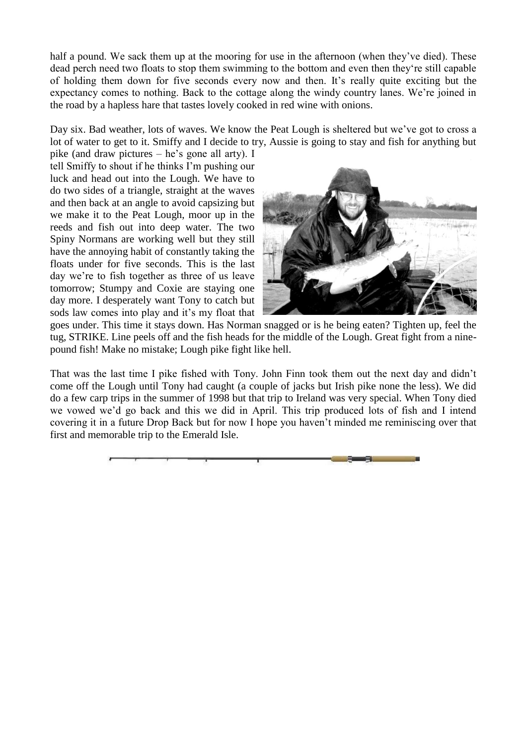half a pound. We sack them up at the mooring for use in the afternoon (when they've died). These dead perch need two floats to stop them swimming to the bottom and even then they're still capable of holding them down for five seconds every now and then. It's really quite exciting but the expectancy comes to nothing. Back to the cottage along the windy country lanes. We're joined in the road by a hapless hare that tastes lovely cooked in red wine with onions.

Day six. Bad weather, lots of waves. We know the Peat Lough is sheltered but we've got to cross a lot of water to get to it. Smiffy and I decide to try, Aussie is going to stay and fish for anything but pike (and draw pictures – he's gone all arty). I tell Smiffy to shout if he thinks I'm pushing our luck and head out into the Lough. We have to do two sides of a triangle, straight at the waves and then back at an angle to avoid capsizing but we make it to the Peat Lough, moor up in the reeds and fish out into deep water. The two Spiny Normans are working well but they still have the annoying habit of constantly taking the floats under for five seconds. This is the last day we're to fish together as three of us leave tomorrow; Stumpy and Coxie are staying one day more. I desperately want Tony to catch but sods law comes into play and it's my float that goes under. This time it stays down. Has Norman snagged or is he being eaten? Tighten up, feel the tug, STRIKE. Line peels off and the fish heads for the middle of the Lough. Great fight from a nine-pound fish! Make no mistake; Lough pike fight like hell.

That was the last time I pike fished with Tony. John Finn took them out the next day and didn't come off the Lough until Tony had caught (a couple of jacks but Irish pike none the less). We did do a few carp trips in the summer of 1998 but that trip to Ireland was very special. When Tony died we vowed we'd go back and this we did in April. This trip produced lots of fish and I intend covering it in a future Drop Back but for now I hope you haven't minded me reminiscing over that first and memorable trip to the Emerald Isle.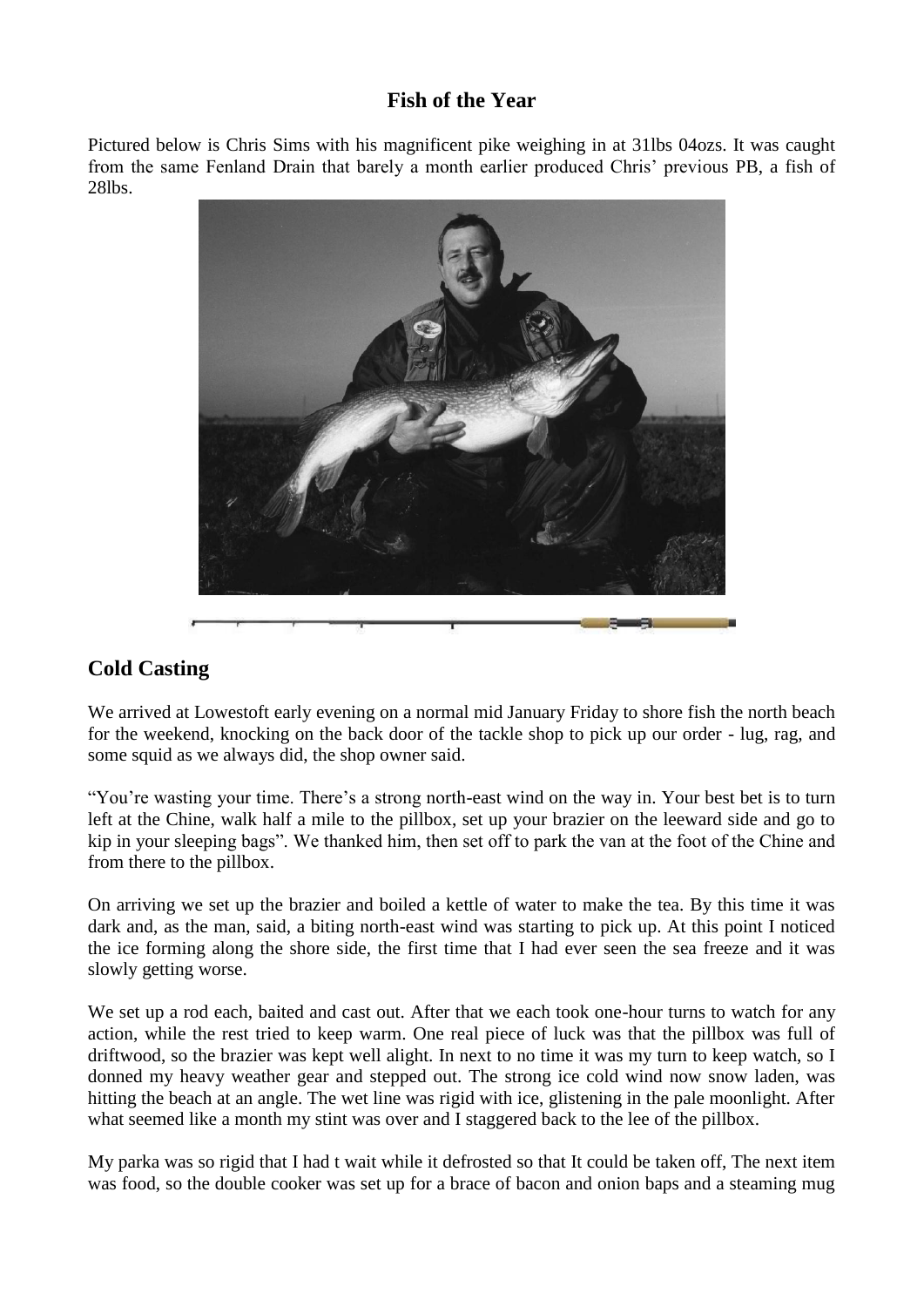## Fish of the Year

Pictured below is Chris Sims with his magnificent pike weighing in at 31lbs 04ozs. It was caught from the same Fenland Drain that barely a month earlier produced Chris' previous PB, a fish of 28lbs.

## Cold Casting

We arrived at Lowestoft early evening on a normal mid January Friday to shore fish the north beach for the weekend, knocking on the back door of the tackle shop to pick up our order - lug, rag, and some squid as we always did, the shop owner said.

"You're wasting your time. There's a strong north-east wind on the way in. Your best bet is to turn left at the Chine, walk half a mile to the pillbox, set up your brazier on the leeward side and go to kip in your sleeping bags". We thanked him, then set off to park the van at the foot of the Chine and from there to the pillbox.

On arriving we set up the brazier and boiled a kettle of water to make the tea. By this time it was dark and, as the man, said, a biting north-east wind was starting to pick up. At this point I noticed the ice forming along the shore side, the first time that I had ever seen the sea freeze and it was slowly getting worse.

We set up a rod each, baited and cast out. After that we each took one-hour turns to watch for any action, while the rest tried to keep warm. One real piece of luck was that the pillbox was full of driftwood, so the brazier was kept well alight. In next to no time it was my turn to keep watch, so I donned my heavy weather gear and stepped out. The strong ice cold wind now snow laden, was hitting the beach at an angle. The wet line was rigid with ice, glistening in the pale moonlight. After what seemed like a month my stint was over and I staggered back to the lee of the pillbox.

My parka was so rigid that I had t wait while it defrosted so that It could be taken off, The next item was food, so the double cooker was set up for a brace of bacon and onion baps and a steaming mug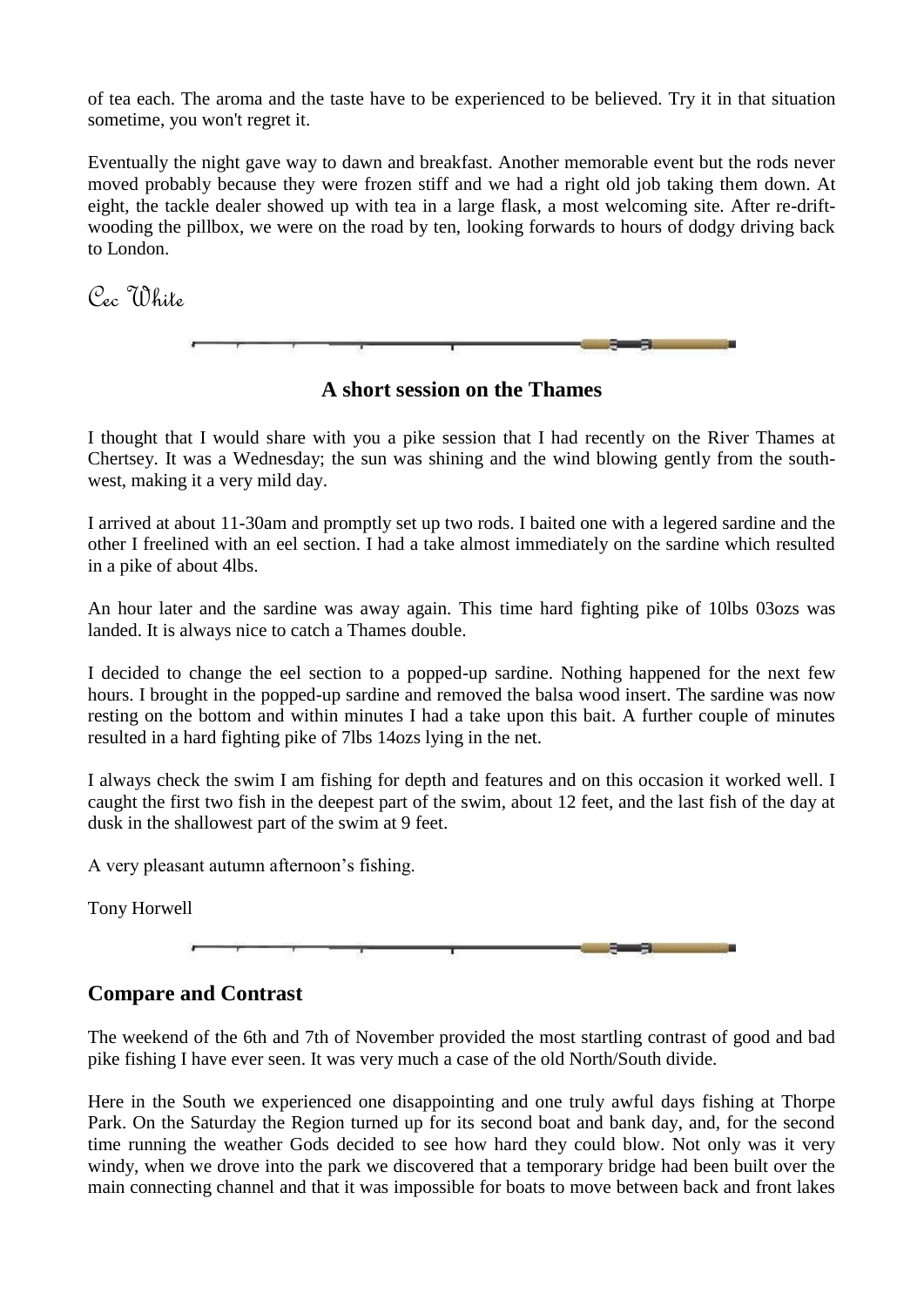of tea each. The aroma and the taste have to be experienced to be believed. Try it in that situation sometime, you won't regret it.

Eventually the night gave way to dawn and breakfast. Another memorable event but the rods never moved probably because they were frozen stiff and we had a right old job taking them down. At eight, the tackle dealer showed up with tea in a large flask, a most welcoming site. After re-drift-wooding the pillbox, we were on the road by ten, looking forwards to hours of dodgy driving back to London.

*Cec White*

### A short session on the Thames

I thought that I would share with you a pike session that I had recently on the River Thames at Chertsey. It was a Wednesday; the sun was shining and the wind blowing gently from the south-west, making it a very mild day.

I arrived at about 11-30am and promptly set up two rods. I baited one with a legered sardine and the other I freelined with an eel section. I had a take almost immediately on the sardine which resulted in a pike of about 4lbs.

An hour later and the sardine was away again. This time hard fighting pike of 10lbs 03ozs was landed. It is always nice to catch a Thames double.

I decided to change the eel section to a popped-up sardine. Nothing happened for the next few hours. I brought in the popped-up sardine and removed the balsa wood insert. The sardine was now resting on the bottom and within minutes I had a take upon this bait. A further couple of minutes resulted in a hard fighting pike of 7lbs 14ozs lying in the net.

I always check the swim I am fishing for depth and features and on this occasion it worked well. I caught the first two fish in the deepest part of the swim, about 12 feet, and the last fish of the day at dusk in the shallowest part of the swim at 9 feet.

A very pleasant autumn afternoon's fishing.

Tony Horwell

## Compare and Contrast

The weekend of the 6th and 7th of November provided the most startling contrast of good and bad pike fishing I have ever seen. It was very much a case of the old North/South divide.

Here in the South we experienced one disappointing and one truly awful days fishing at Thorpe Park. On the Saturday the Region turned up for its second boat and bank day, and, for the second time running the weather Gods decided to see how hard they could blow. Not only was it very windy, when we drove into the park we discovered that a temporary bridge had been built over the main connecting channel and that it was impossible for boats to move between back and front lakes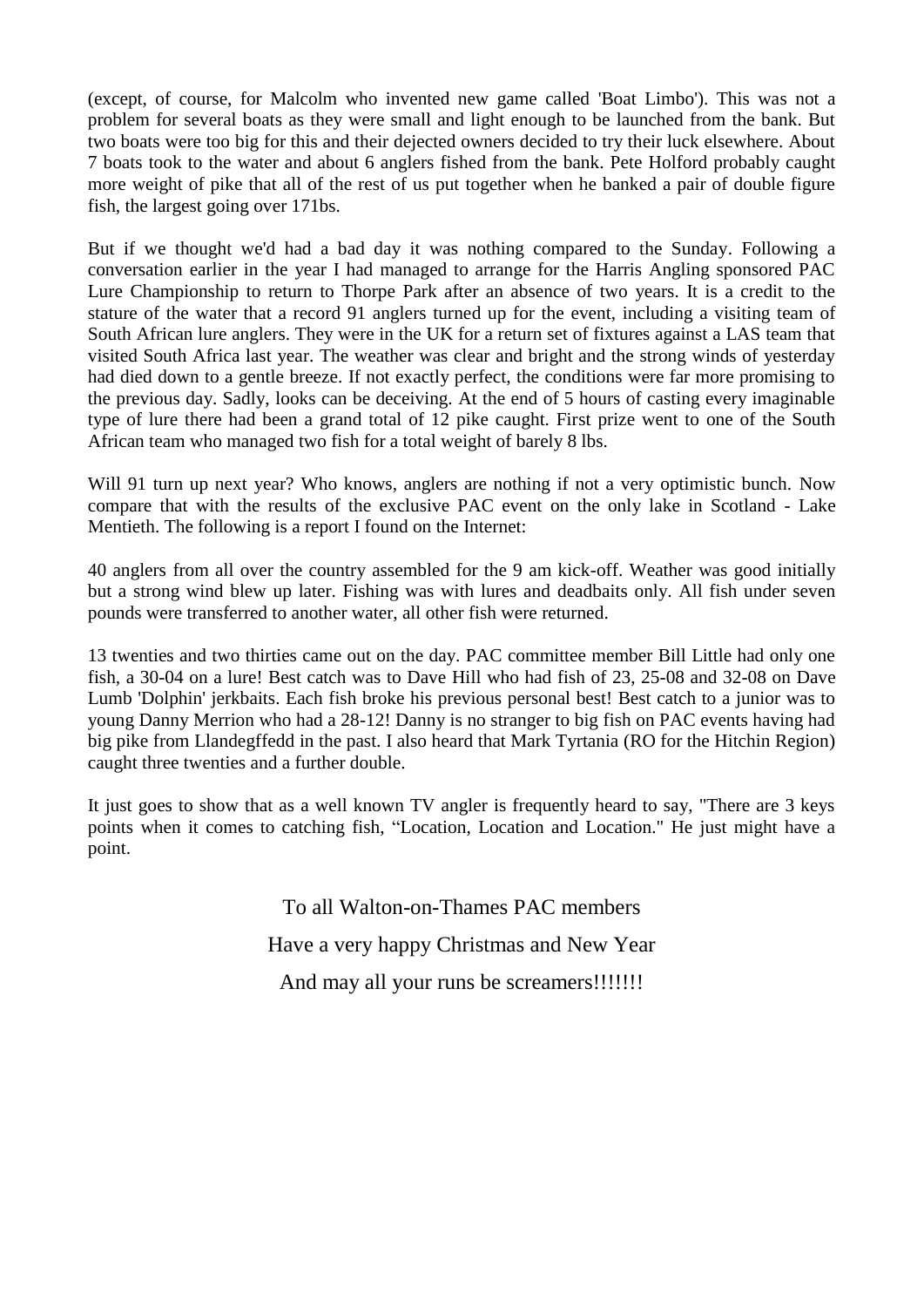(except, of course, for Malcolm who invented new game called 'Boat Limbo'). This was not a problem for several boats as they were small and light enough to be launched from the bank. But two boats were too big for this and their dejected owners decided to try their luck elsewhere. About 7 boats took to the water and about 6 anglers fished from the bank. Pete Holford probably caught more weight of pike that all of the rest of us put together when he banked a pair of double figure fish, the largest going over 171bs.

But if we thought we'd had a bad day it was nothing compared to the Sunday. Following a conversation earlier in the year I had managed to arrange for the Harris Angling sponsored PAC Lure Championship to return to Thorpe Park after an absence of two years. It is a credit to the stature of the water that a record 91 anglers turned up for the event, including a visiting team of South African lure anglers. They were in the UK for a return set of fixtures against a LAS team that visited South Africa last year. The weather was clear and bright and the strong winds of yesterday had died down to a gentle breeze. If not exactly perfect, the conditions were far more promising to the previous day. Sadly, looks can be deceiving. At the end of 5 hours of casting every imaginable type of lure there had been a grand total of 12 pike caught. First prize went to one of the South African team who managed two fish for a total weight of barely 8 lbs.

Will 91 turn up next year? Who knows, anglers are nothing if not a very optimistic bunch. Now compare that with the results of the exclusive PAC event on the only lake in Scotland - Lake Mentieth. The following is a report I found on the Internet:

40 anglers from all over the country assembled for the 9 am kick-off. Weather was good initially but a strong wind blew up later. Fishing was with lures and deadbaits only. All fish under seven pounds were transferred to another water, all other fish were returned.

13 twenties and two thirties came out on the day. PAC committee member Bill Little had only one fish, a 30-04 on a lure! Best catch was to Dave Hill who had fish of 23, 25-08 and 32-08 on Dave Lumb 'Dolphin' jerkbaits. Each fish broke his previous personal best! Best catch to a junior was to young Danny Merrion who had a 28-12! Danny is no stranger to big fish on PAC events having had big pike from Llandegffedd in the past. I also heard that Mark Tyrtania (RO for the Hitchin Region) caught three twenties and a further double.

It just goes to show that as a well known TV angler is frequently heard to say, "There are 3 keys points when it comes to catching fish, "Location, Location and Location." He just might have a point.

To all Walton-on-Thames PAC members

Have a very happy Christmas and New Year

And may all your runs be screamers!!!!!!!